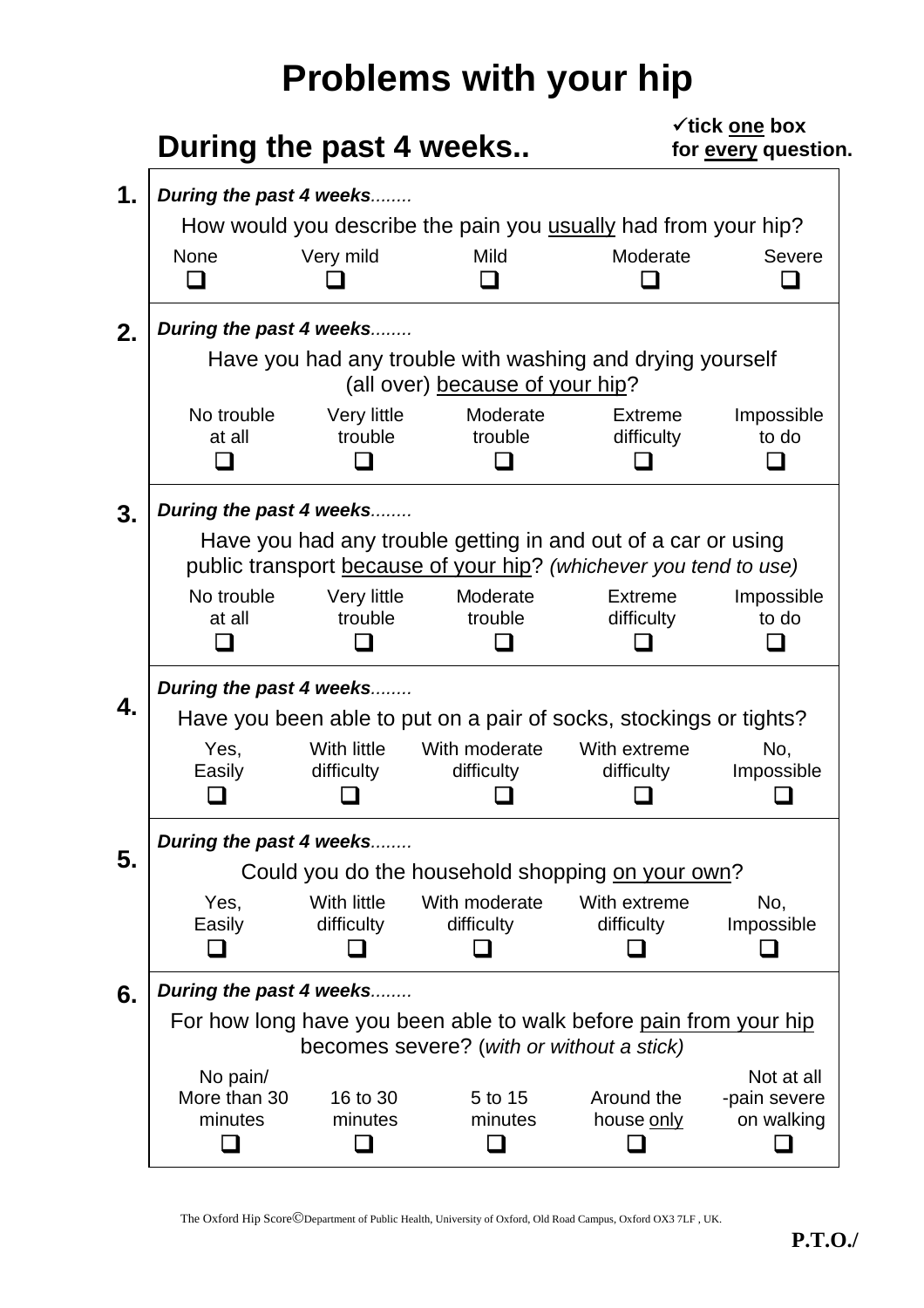# Problems with your hip

## During the past 4 weeks..

**✓tick one box for every question.**

**1.** ***During the past 4 weeks........***

How would you describe the pain you usually had from your hip?

| None | Very mild | Mild | Moderate | Severe |
|---|---|---|---|---|
| ❑ | ❑ | ❑ | ❑ | ❑ |

**2.** ***During the past 4 weeks........***

Have you had any trouble with washing and drying yourself (all over) because of your hip?

| No trouble at all | Very little trouble | Moderate trouble | Extreme difficulty | Impossible to do |
|---|---|---|---|---|
| ❑ | ❑ | ❑ | ❑ | ❑ |

**3.** ***During the past 4 weeks........***

Have you had any trouble getting in and out of a car or using public transport because of your hip? *(whichever you tend to use)*

| No trouble at all | Very little trouble | Moderate trouble | Extreme difficulty | Impossible to do |
|---|---|---|---|---|
| ❑ | ❑ | ❑ | ❑ | ❑ |

**4.** ***During the past 4 weeks........***

Have you been able to put on a pair of socks, stockings or tights?

| Yes, Easily | With little difficulty | With moderate difficulty | With extreme difficulty | No, Impossible |
|---|---|---|---|---|
| ❑ | ❑ | ❑ | ❑ | ❑ |

**5.** ***During the past 4 weeks........***

Could you do the household shopping on your own?

| Yes, Easily | With little difficulty | With moderate difficulty | With extreme difficulty | No, Impossible |
|---|---|---|---|---|
| ❑ | ❑ | ❑ | ❑ | ❑ |

**6.** ***During the past 4 weeks........***

For how long have you been able to walk before pain from your hip becomes severe? (*with or without a stick)*

| No pain/ More than 30 minutes | 16 to 30 minutes | 5 to 15 minutes | Around the house only | Not at all -pain severe on walking |
|---|---|---|---|---|
| ❑ | ❑ | ❑ | ❑ | ❑ |

The Oxford Hip Score©Department of Public Health, University of Oxford, Old Road Campus, Oxford OX3 7LF , UK.

**P.T.O./**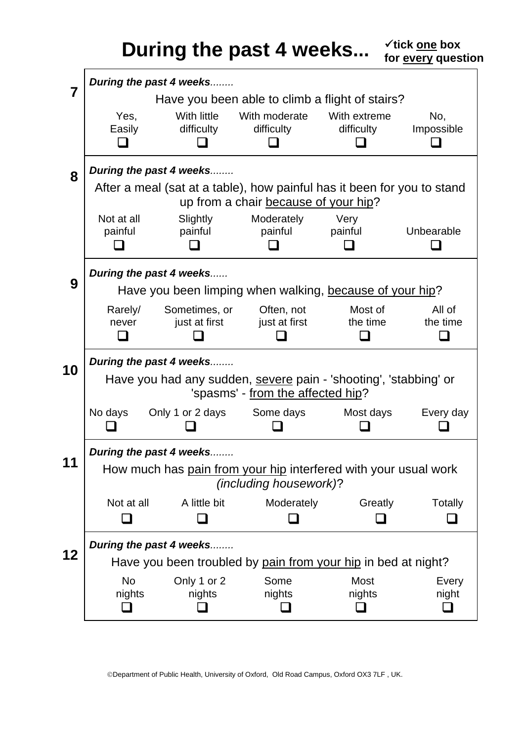# During the past 4 weeks...

**✓tick one box for every question**

**7**

***During the past 4 weeks........***

Have you been able to climb a flight of stairs?

| Yes, Easily | With little difficulty | With moderate difficulty | With extreme difficulty | No, Impossible |
|---|---|---|---|---|
| ☐ | ☐ | ☐ | ☐ | ☐ |

**8**

***During the past 4 weeks........***

After a meal (sat at a table), how painful has it been for you to stand up from a chair because of your hip?

| Not at all painful | Slightly painful | Moderately painful | Very painful | Unbearable |
|---|---|---|---|---|
| ☐ | ☐ | ☐ | ☐ | ☐ |

**9**

***During the past 4 weeks......***

Have you been limping when walking, because of your hip?

| Rarely/ never | Sometimes, or just at first | Often, not just at first | Most of the time | All of the time |
|---|---|---|---|---|
| ☐ | ☐ | ☐ | ☐ | ☐ |

**10**

***During the past 4 weeks........***

Have you had any sudden, severe pain - 'shooting', 'stabbing' or 'spasms' - from the affected hip?

| No days | Only 1 or 2 days | Some days | Most days | Every day |
|---|---|---|---|---|
| ☐ | ☐ | ☐ | ☐ | ☐ |

**11**

***During the past 4 weeks........***

How much has pain from your hip interfered with your usual work *(including housework)*?

| Not at all | A little bit | Moderately | Greatly | Totally |
|---|---|---|---|---|
| ☐ | ☐ | ☐ | ☐ | ☐ |

**12**

***During the past 4 weeks........***

Have you been troubled by pain from your hip in bed at night?

| No nights | Only 1 or 2 nights | Some nights | Most nights | Every night |
|---|---|---|---|---|
| ☐ | ☐ | ☐ | ☐ | ☐ |

©Department of Public Health, University of Oxford, Old Road Campus, Oxford OX3 7LF , UK.